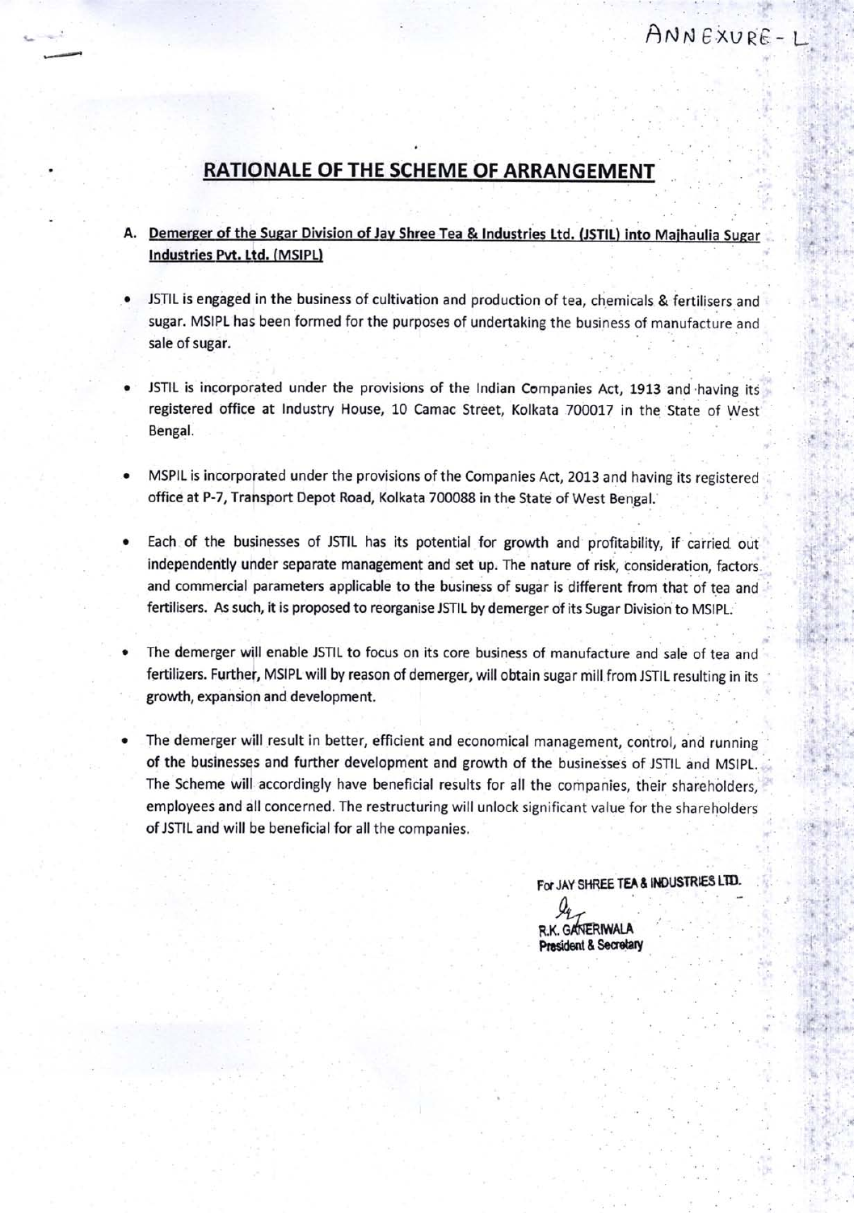ANNEXURE - L

# RATIONALE OF THE SCHEME OF ARRANGEMENT

A. **Demerger of the Sugar Division of Jay Shree Tea & Industries Ltd. (JSTIL) into Majhaulia Sugar Industries Pvt. Ltd. (MSIPL)**

- JSTIL is engaged in the business of cultivation and production of tea, chemicals & fertilisers and sugar. MSIPL has been formed for the purposes of undertaking the business of manufacture and sale of sugar.
- JSTIL is incorporated under the provisions of the Indian Companies Act, 1913 and having its registered office at Industry House, 10 Camac Street, Kolkata 700017 in the State of West Bengal.
- MSPIL is incorporated under the provisions of the Companies Act, 2013 and having its registered office at P-7, Transport Depot Road, Kolkata 700088 in the State of West Bengal.
- Each of the businesses of JSTIL has its potential for growth and profitability, if carried out independently under separate management and set up. The nature of risk, consideration, factors and commercial parameters applicable to the business of sugar is different from that of tea and fertilisers. As such, it is proposed to reorganise JSTIL by demerger of its Sugar Division to MSIPL.
- The demerger will enable JSTIL to focus on its core business of manufacture and sale of tea and fertilizers. Further, MSIPL will by reason of demerger, will obtain sugar mill from JSTIL resulting in its growth, expansion and development.
- The demerger will result in better, efficient and economical management, control, and running of the businesses and further development and growth of the businesses of JSTIL and MSIPL. The Scheme will accordingly have beneficial results for all the companies, their shareholders, employees and all concerned. The restructuring will unlock significant value for the shareholders of JSTIL and will be beneficial for all the companies.

For JAY SHREE TEA & INDUSTRIES LTD.

R.K. GANERIWALA
President & Secretary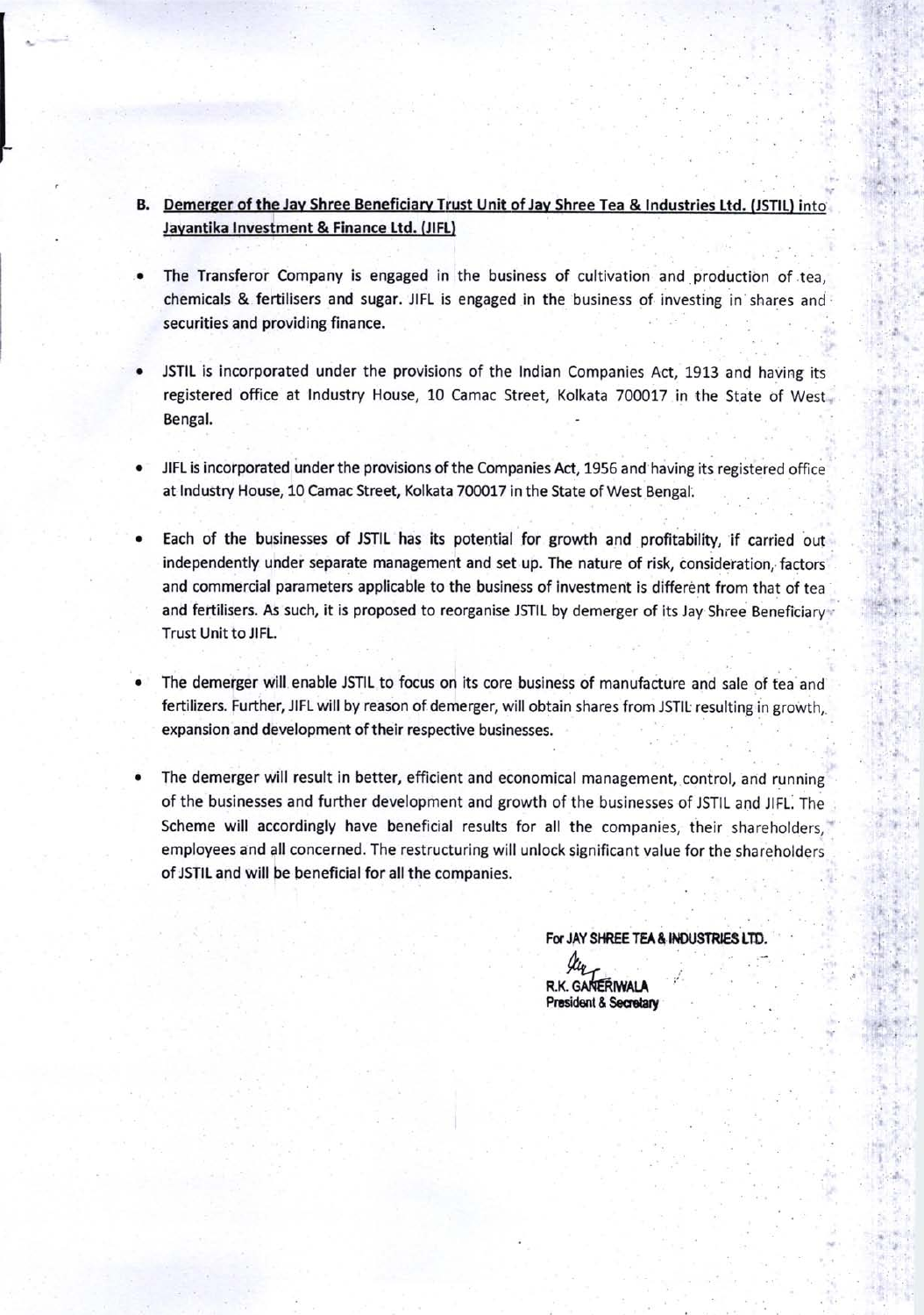**B. Demerger of the Jay Shree Beneficiary Trust Unit of Jay Shree Tea & Industries Ltd. (JSTIL) into Jayantika Investment & Finance Ltd. (JIFL)**

- The Transferor Company is engaged in the business of cultivation and production of tea, chemicals & fertilisers and sugar. JIFL is engaged in the business of investing in shares and securities and providing finance.

- JSTIL is incorporated under the provisions of the Indian Companies Act, 1913 and having its registered office at Industry House, 10 Camac Street, Kolkata 700017 in the State of West Bengal.

- JIFL is incorporated under the provisions of the Companies Act, 1956 and having its registered office at Industry House, 10 Camac Street, Kolkata 700017 in the State of West Bengal.

- Each of the businesses of JSTIL has its potential for growth and profitability, if carried out independently under separate management and set up. The nature of risk, consideration, factors and commercial parameters applicable to the business of investment is different from that of tea and fertilisers. As such, it is proposed to reorganise JSTIL by demerger of its Jay Shree Beneficiary Trust Unit to JIFL.

- The demerger will enable JSTIL to focus on its core business of manufacture and sale of tea and fertilizers. Further, JIFL will by reason of demerger, will obtain shares from JSTIL resulting in growth, expansion and development of their respective businesses.

- The demerger will result in better, efficient and economical management, control, and running of the businesses and further development and growth of the businesses of JSTIL and JIFL. The Scheme will accordingly have beneficial results for all the companies, their shareholders, employees and all concerned. The restructuring will unlock significant value for the shareholders of JSTIL and will be beneficial for all the companies.

For JAY SHREE TEA & INDUSTRIES LTD.

R.K. GANERIWALA
President & Secretary